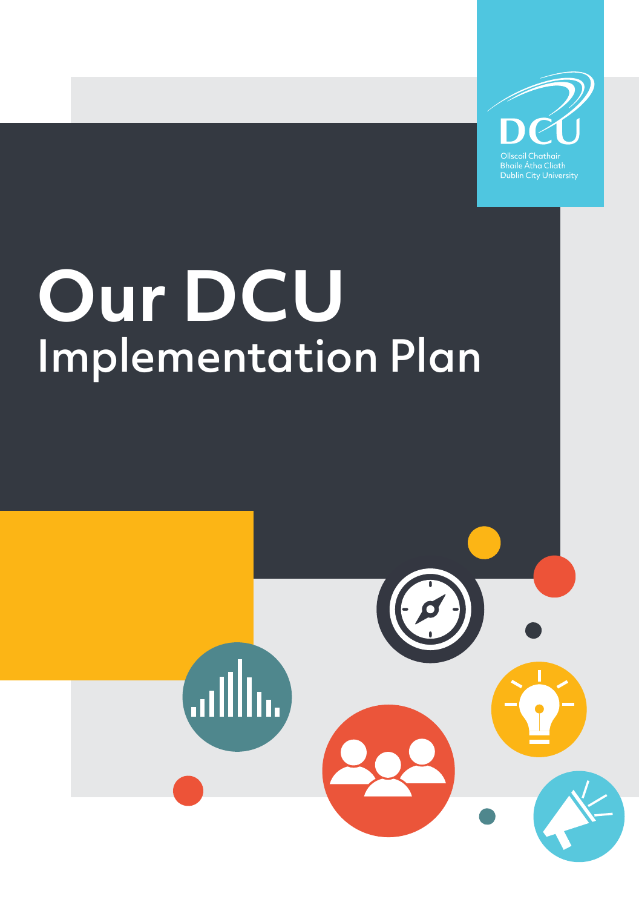Ollscoil Chathair Bhaile Átha Cliath
Dublin City University

# Our DCU

## Implementation Plan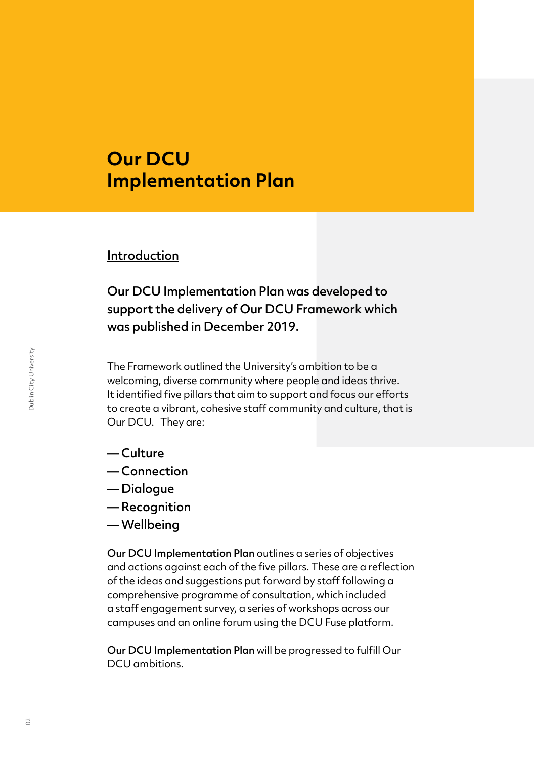# Our DCU Implementation Plan

## Introduction

**Our DCU Implementation Plan was developed to support the delivery of Our DCU Framework which was published in December 2019.**

The Framework outlined the University's ambition to be a welcoming, diverse community where people and ideas thrive. It identified five pillars that aim to support and focus our efforts to create a vibrant, cohesive staff community and culture, that is Our DCU. They are:

- Culture
- Connection
- Dialogue
- Recognition
- Wellbeing

**Our DCU Implementation Plan** outlines a series of objectives and actions against each of the five pillars. These are a reflection of the ideas and suggestions put forward by staff following a comprehensive programme of consultation, which included a staff engagement survey, a series of workshops across our campuses and an online forum using the DCU Fuse platform.

**Our DCU Implementation Plan** will be progressed to fulfill Our DCU ambitions.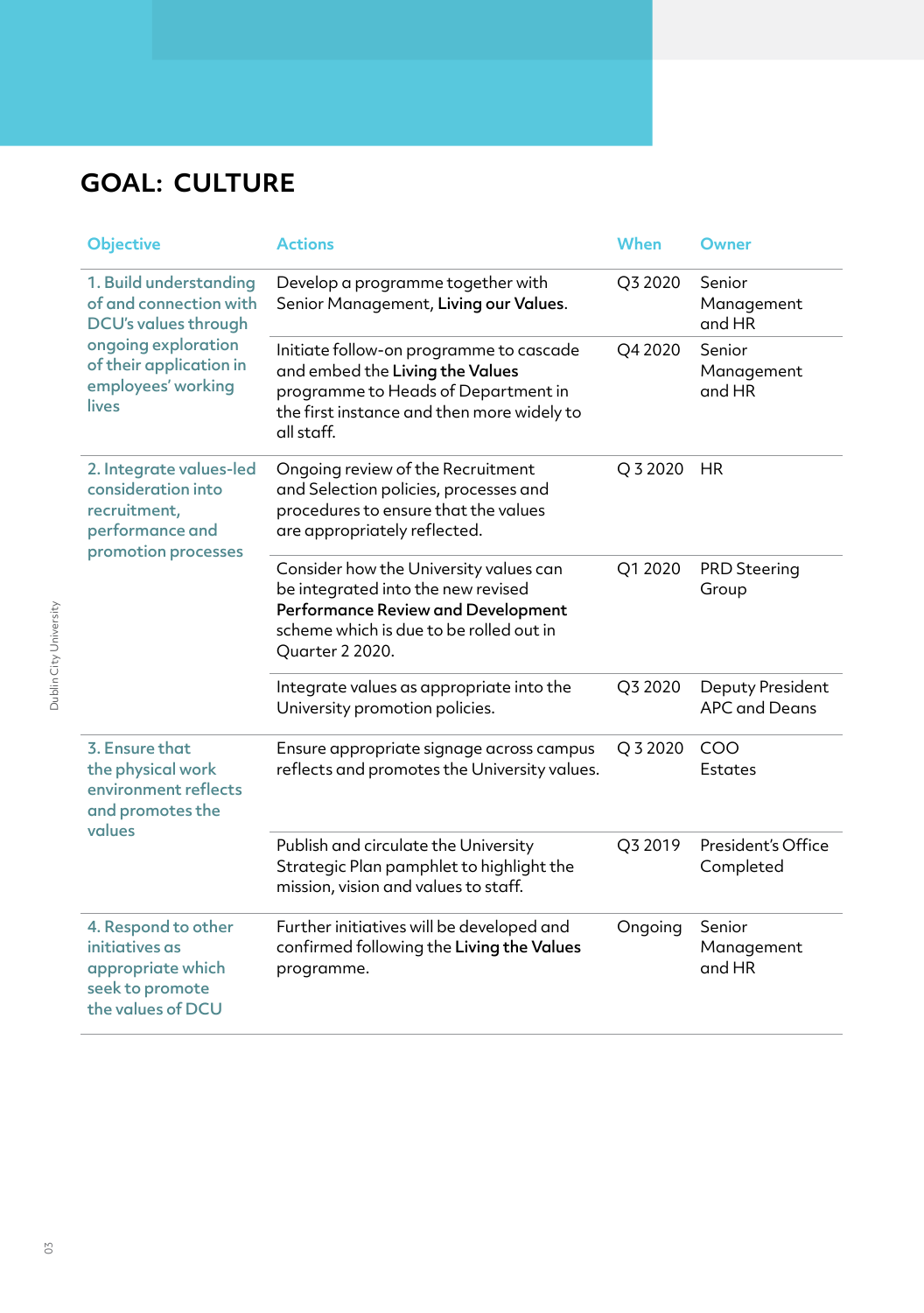## GOAL: CULTURE

| Objective | Actions | When | Owner |
|---|---|---|---|
| 1. Build understanding of and connection with DCU's values through ongoing exploration of their application in employees' working lives | Develop a programme together with Senior Management, **Living our Values**. | Q3 2020 | Senior Management and HR |
| | Initiate follow-on programme to cascade and embed the **Living the Values** programme to Heads of Department in the first instance and then more widely to all staff. | Q4 2020 | Senior Management and HR |
| 2. Integrate values-led consideration into recruitment, performance and promotion processes | Ongoing review of the Recruitment and Selection policies, processes and procedures to ensure that the values are appropriately reflected. | Q 3 2020 | HR |
| | Consider how the University values can be integrated into the new revised **Performance Review and Development** scheme which is due to be rolled out in Quarter 2 2020. | Q1 2020 | PRD Steering Group |
| | Integrate values as appropriate into the University promotion policies. | Q3 2020 | Deputy President APC and Deans |
| 3. Ensure that the physical work environment reflects and promotes the values | Ensure appropriate signage across campus reflects and promotes the University values. | Q 3 2020 | COO Estates |
| | Publish and circulate the University Strategic Plan pamphlet to highlight the mission, vision and values to staff. | Q3 2019 | President's Office Completed |
| 4. Respond to other initiatives as appropriate which seek to promote the values of DCU | Further initiatives will be developed and confirmed following the **Living the Values** programme. | Ongoing | Senior Management and HR |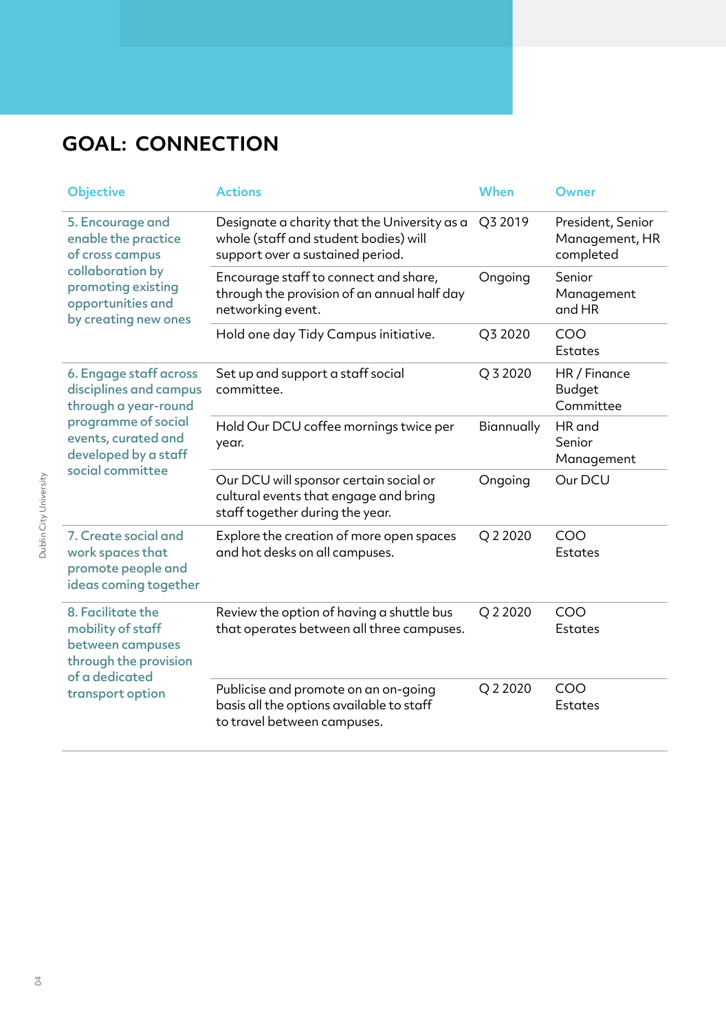## GOAL: CONNECTION

| Objective | Actions | When | Owner |
|---|---|---|---|
| 5. Encourage and enable the practice of cross campus collaboration by promoting existing opportunities and by creating new ones | Designate a charity that the University as a whole (staff and student bodies) will support over a sustained period. | Q3 2019 | President, Senior Management, HR completed |
| | Encourage staff to connect and share, through the provision of an annual half day networking event. | Ongoing | Senior Management and HR |
| | Hold one day Tidy Campus initiative. | Q3 2020 | COO Estates |
| 6. Engage staff across disciplines and campus through a year-round programme of social events, curated and developed by a staff social committee | Set up and support a staff social committee. | Q 3 2020 | HR / Finance Budget Committee |
| | Hold Our DCU coffee mornings twice per year. | Biannually | HR and Senior Management |
| | Our DCU will sponsor certain social or cultural events that engage and bring staff together during the year. | Ongoing | Our DCU |
| 7. Create social and work spaces that promote people and ideas coming together | Explore the creation of more open spaces and hot desks on all campuses. | Q 2 2020 | COO Estates |
| 8. Facilitate the mobility of staff between campuses through the provision of a dedicated transport option | Review the option of having a shuttle bus that operates between all three campuses. | Q 2 2020 | COO Estates |
| | Publicise and promote on an on-going basis all the options available to staff to travel between campuses. | Q 2 2020 | COO Estates |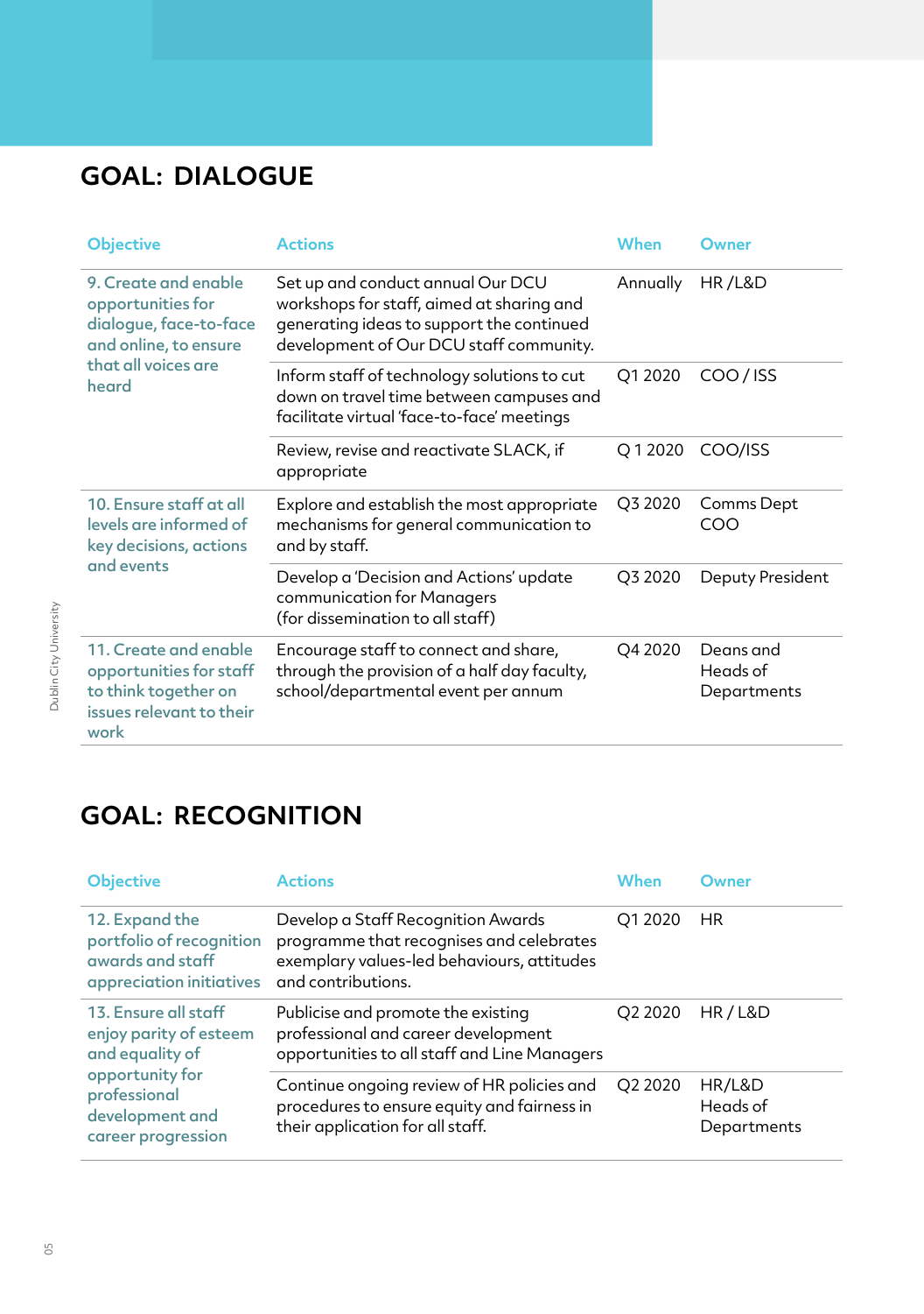## GOAL: DIALOGUE

| Objective | Actions | When | Owner |
|---|---|---|---|
| 9. Create and enable opportunities for dialogue, face-to-face and online, to ensure that all voices are heard | Set up and conduct annual Our DCU workshops for staff, aimed at sharing and generating ideas to support the continued development of Our DCU staff community. | Annually | HR /L&D |
| | Inform staff of technology solutions to cut down on travel time between campuses and facilitate virtual 'face-to-face' meetings | Q1 2020 | COO / ISS |
| | Review, revise and reactivate SLACK, if appropriate | Q 1 2020 | COO/ISS |
| 10. Ensure staff at all levels are informed of key decisions, actions and events | Explore and establish the most appropriate mechanisms for general communication to and by staff. | Q3 2020 | Comms Dept COO |
| | Develop a 'Decision and Actions' update communication for Managers (for dissemination to all staff) | Q3 2020 | Deputy President |
| 11. Create and enable opportunities for staff to think together on issues relevant to their work | Encourage staff to connect and share, through the provision of a half day faculty, school/departmental event per annum | Q4 2020 | Deans and Heads of Departments |

## GOAL: RECOGNITION

| Objective | Actions | When | Owner |
|---|---|---|---|
| 12. Expand the portfolio of recognition awards and staff appreciation initiatives | Develop a Staff Recognition Awards programme that recognises and celebrates exemplary values-led behaviours, attitudes and contributions. | Q1 2020 | HR |
| 13. Ensure all staff enjoy parity of esteem and equality of opportunity for professional development and career progression | Publicise and promote the existing professional and career development opportunities to all staff and Line Managers | Q2 2020 | HR / L&D |
| | Continue ongoing review of HR policies and procedures to ensure equity and fairness in their application for all staff. | Q2 2020 | HR/L&D Heads of Departments |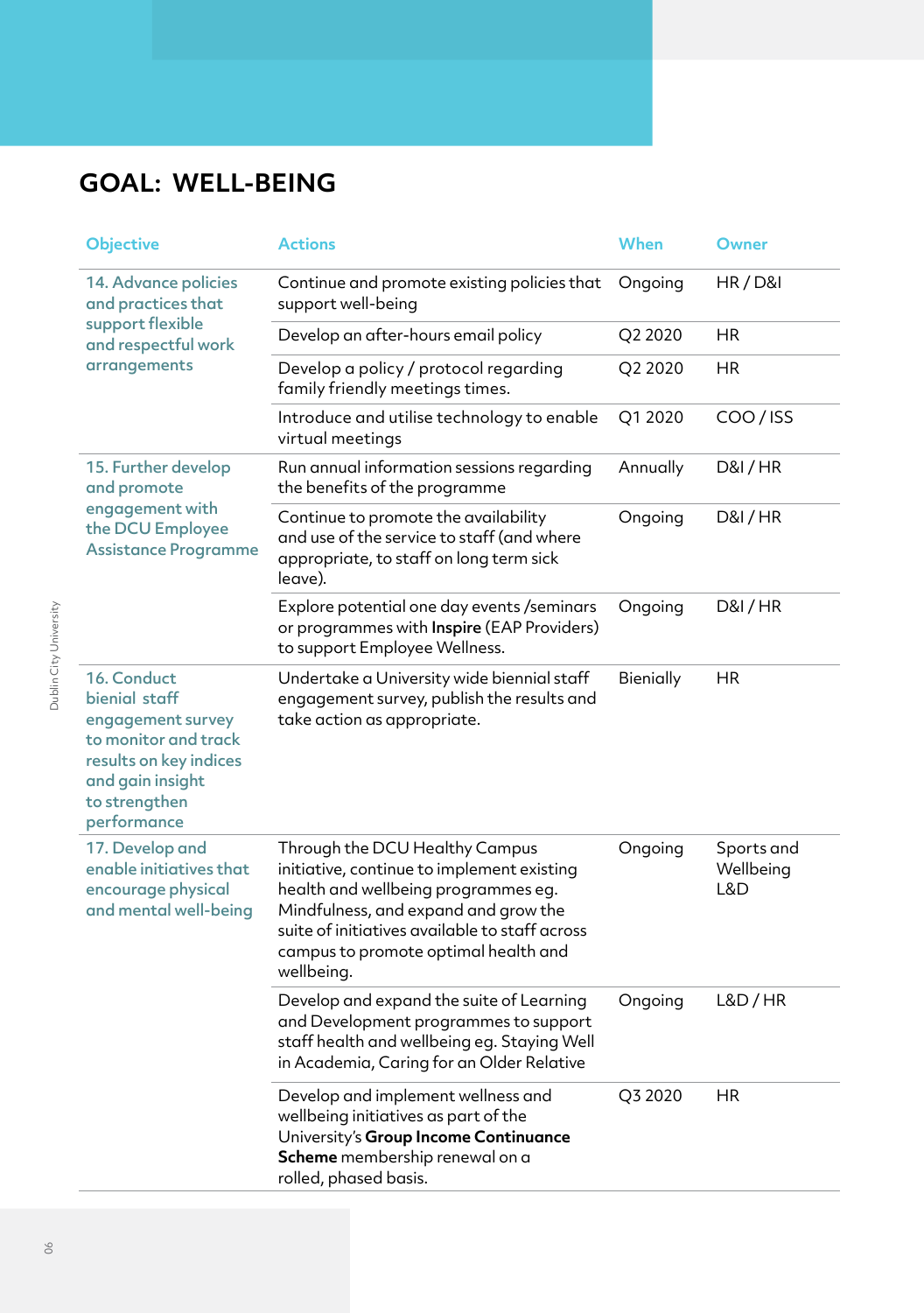# GOAL: WELL-BEING

| Objective | Actions | When | Owner |
|---|---|---|---|
| 14. Advance policies and practices that support flexible and respectful work arrangements | Continue and promote existing policies that support well-being | Ongoing | HR / D&I |
| | Develop an after-hours email policy | Q2 2020 | HR |
| | Develop a policy / protocol regarding family friendly meetings times. | Q2 2020 | HR |
| | Introduce and utilise technology to enable virtual meetings | Q1 2020 | COO / ISS |
| 15. Further develop and promote engagement with the DCU Employee Assistance Programme | Run annual information sessions regarding the benefits of the programme | Annually | D&I / HR |
| | Continue to promote the availability and use of the service to staff (and where appropriate, to staff on long term sick leave). | Ongoing | D&I / HR |
| | Explore potential one day events /seminars or programmes with **Inspire** (EAP Providers) to support Employee Wellness. | Ongoing | D&I / HR |
| 16. Conduct bienial staff engagement survey to monitor and track results on key indices and gain insight to strengthen performance | Undertake a University wide biennial staff engagement survey, publish the results and take action as appropriate. | Bienially | HR |
| 17. Develop and enable initiatives that encourage physical and mental well-being | Through the DCU Healthy Campus initiative, continue to implement existing health and wellbeing programmes eg. Mindfulness, and expand and grow the suite of initiatives available to staff across campus to promote optimal health and wellbeing. | Ongoing | Sports and Wellbeing L&D |
| | Develop and expand the suite of Learning and Development programmes to support staff health and wellbeing eg. Staying Well in Academia, Caring for an Older Relative | Ongoing | L&D / HR |
| | Develop and implement wellness and wellbeing initiatives as part of the University's **Group Income Continuance Scheme** membership renewal on a rolled, phased basis. | Q3 2020 | HR |